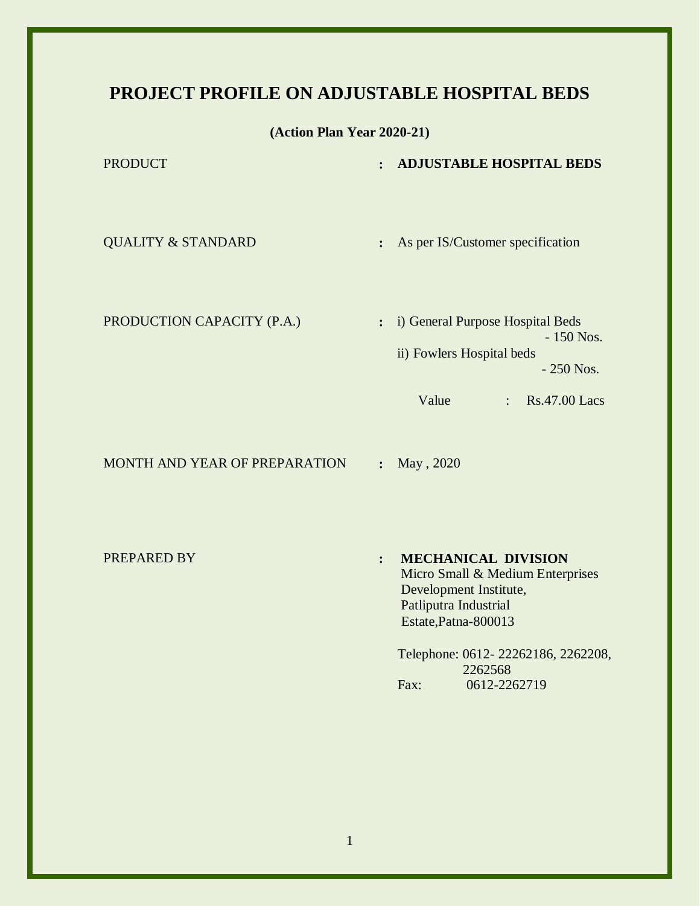# PROJECT PROFILE ON ADJUSTABLE HOSPITAL BEDS

**(Action Plan Year 2020-21)**

| | | |
|---|---|---|
| PRODUCT | : | **ADJUSTABLE HOSPITAL BEDS** |
| QUALITY & STANDARD | : | As per IS/Customer specification |
| PRODUCTION CAPACITY (P.A.) | : | i) General Purpose Hospital Beds - 150 Nos.<br>ii) Fowlers Hospital beds - 250 Nos.<br>Value : Rs.47.00 Lacs |
| MONTH AND YEAR OF PREPARATION | : | May , 2020 |
| PREPARED BY | : | **MECHANICAL DIVISION**<br>Micro Small & Medium Enterprises Development Institute, Patliputra Industrial Estate,Patna-800013<br><br>Telephone: 0612- 22262186, 2262208, 2262568<br>Fax: 0612-2262719 |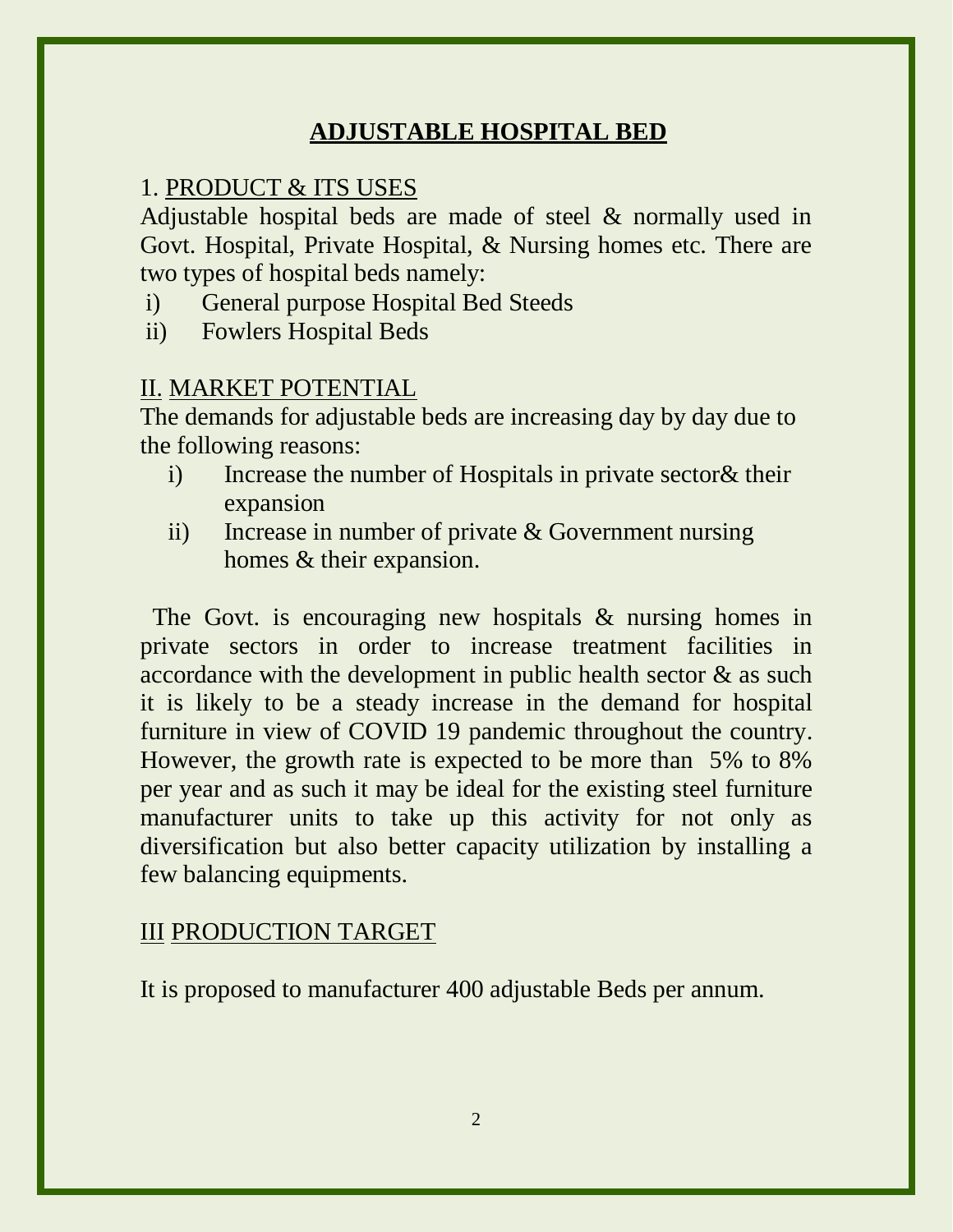# ADJUSTABLE HOSPITAL BED

## 1. PRODUCT & ITS USES

Adjustable hospital beds are made of steel & normally used in Govt. Hospital, Private Hospital, & Nursing homes etc. There are two types of hospital beds namely:

i) General purpose Hospital Bed Steeds

ii) Fowlers Hospital Beds

## II. MARKET POTENTIAL

The demands for adjustable beds are increasing day by day due to the following reasons:

i) Increase the number of Hospitals in private sector& their expansion

ii) Increase in number of private & Government nursing homes & their expansion.

The Govt. is encouraging new hospitals & nursing homes in private sectors in order to increase treatment facilities in accordance with the development in public health sector & as such it is likely to be a steady increase in the demand for hospital furniture in view of COVID 19 pandemic throughout the country. However, the growth rate is expected to be more than 5% to 8% per year and as such it may be ideal for the existing steel furniture manufacturer units to take up this activity for not only as diversification but also better capacity utilization by installing a few balancing equipments.

## III PRODUCTION TARGET

It is proposed to manufacturer 400 adjustable Beds per annum.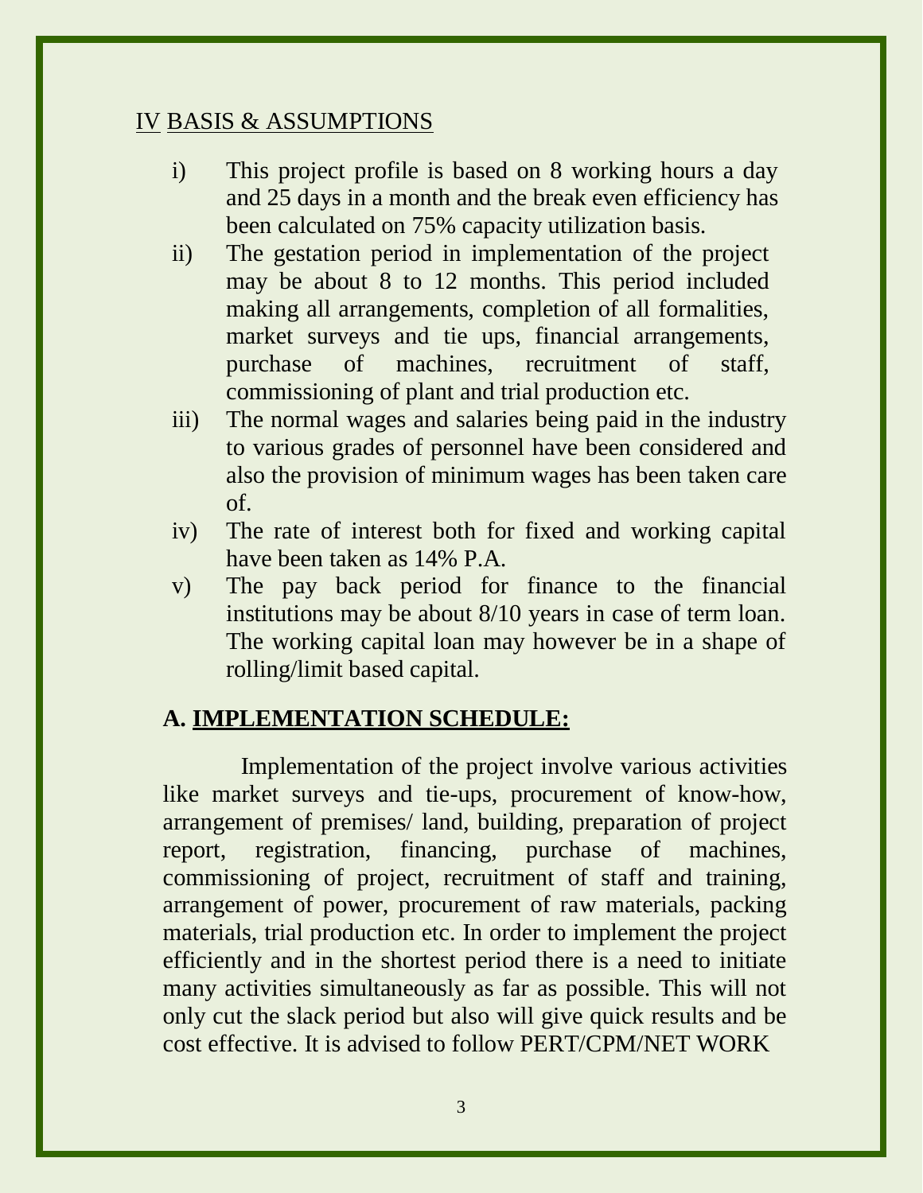## IV BASIS & ASSUMPTIONS

i) This project profile is based on 8 working hours a day and 25 days in a month and the break even efficiency has been calculated on 75% capacity utilization basis.

ii) The gestation period in implementation of the project may be about 8 to 12 months. This period included making all arrangements, completion of all formalities, market surveys and tie ups, financial arrangements, purchase of machines, recruitment of staff, commissioning of plant and trial production etc.

iii) The normal wages and salaries being paid in the industry to various grades of personnel have been considered and also the provision of minimum wages has been taken care of.

iv) The rate of interest both for fixed and working capital have been taken as 14% P.A.

v) The pay back period for finance to the financial institutions may be about 8/10 years in case of term loan. The working capital loan may however be in a shape of rolling/limit based capital.

## A. IMPLEMENTATION SCHEDULE:

Implementation of the project involve various activities like market surveys and tie-ups, procurement of know-how, arrangement of premises/ land, building, preparation of project report, registration, financing, purchase of machines, commissioning of project, recruitment of staff and training, arrangement of power, procurement of raw materials, packing materials, trial production etc. In order to implement the project efficiently and in the shortest period there is a need to initiate many activities simultaneously as far as possible. This will not only cut the slack period but also will give quick results and be cost effective. It is advised to follow PERT/CPM/NET WORK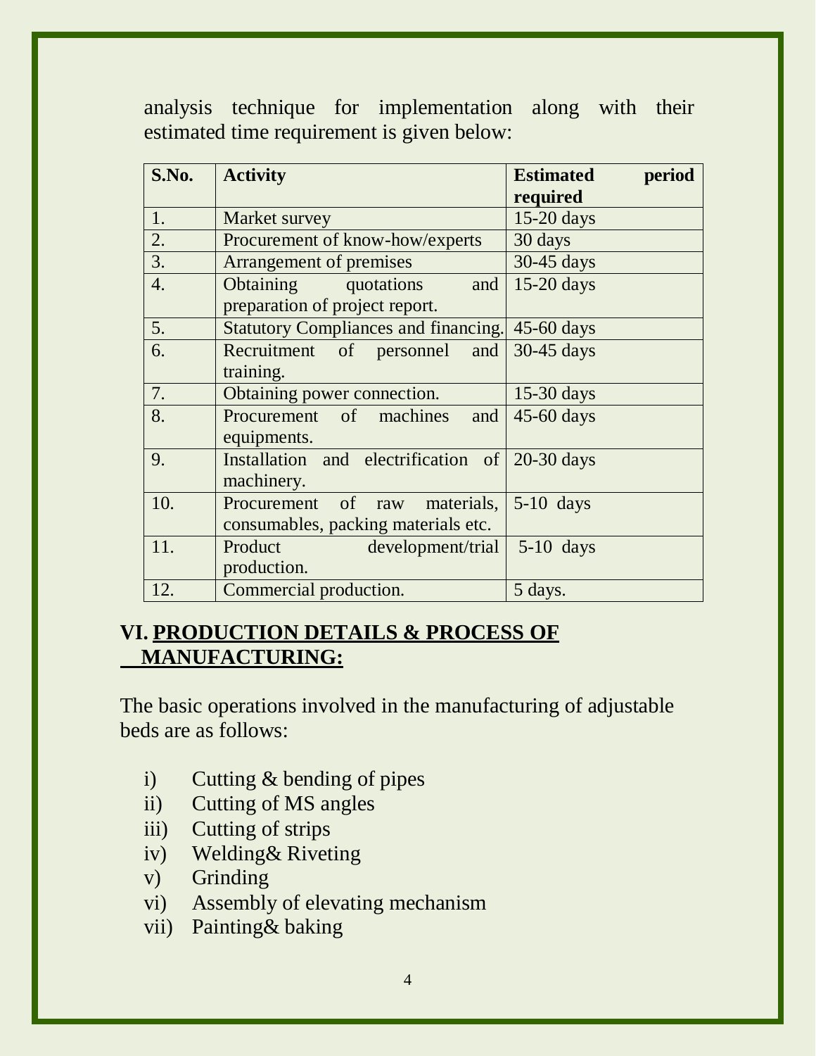analysis technique for implementation along with their estimated time requirement is given below:

| S.No. | Activity | Estimated period required |
|---|---|---|
| 1. | Market survey | 15-20 days |
| 2. | Procurement of know-how/experts | 30 days |
| 3. | Arrangement of premises | 30-45 days |
| 4. | Obtaining quotations and preparation of project report. | 15-20 days |
| 5. | Statutory Compliances and financing. | 45-60 days |
| 6. | Recruitment of personnel and training. | 30-45 days |
| 7. | Obtaining power connection. | 15-30 days |
| 8. | Procurement of machines and equipments. | 45-60 days |
| 9. | Installation and electrification of machinery. | 20-30 days |
| 10. | Procurement of raw materials, consumables, packing materials etc. | 5-10 days |
| 11. | Product development/trial production. | 5-10 days |
| 12. | Commercial production. | 5 days. |

## VI. PRODUCTION DETAILS & PROCESS OF MANUFACTURING:

The basic operations involved in the manufacturing of adjustable beds are as follows:

i) Cutting & bending of pipes
ii) Cutting of MS angles
iii) Cutting of strips
iv) Welding& Riveting
v) Grinding
vi) Assembly of elevating mechanism
vii) Painting& baking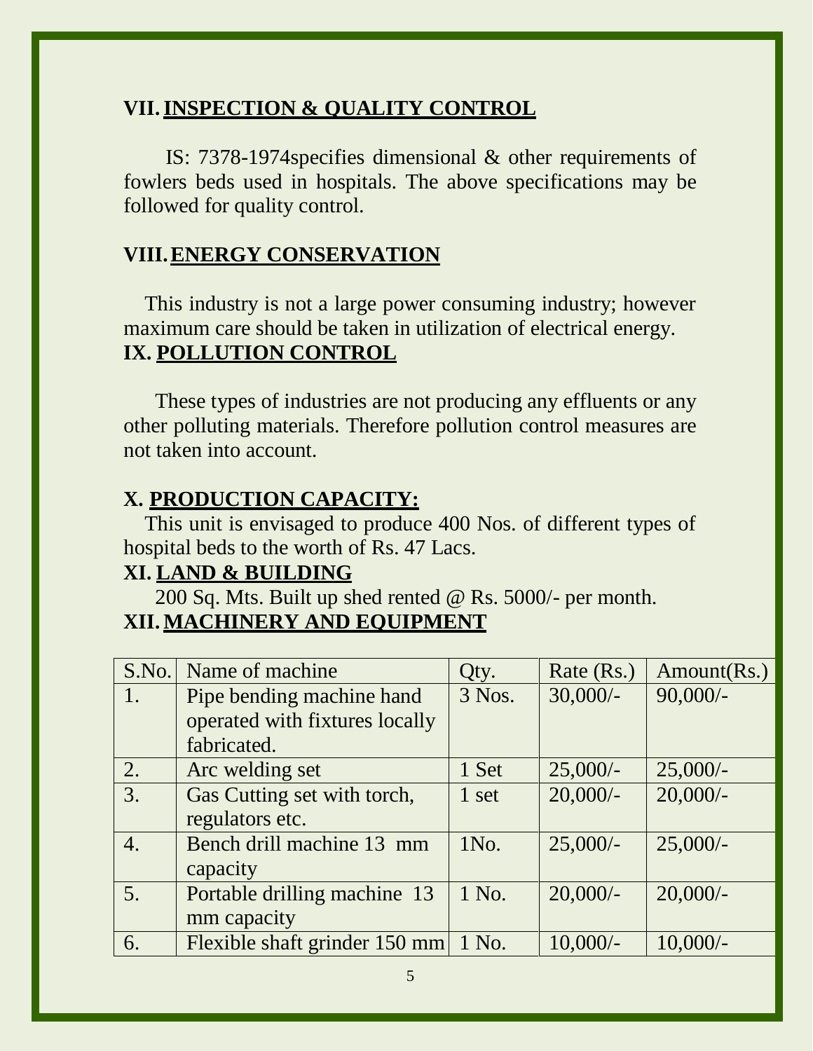## VII. INSPECTION & QUALITY CONTROL

IS: 7378-1974specifies dimensional & other requirements of fowlers beds used in hospitals. The above specifications may be followed for quality control.

## VIII. ENERGY CONSERVATION

This industry is not a large power consuming industry; however maximum care should be taken in utilization of electrical energy.

## IX. POLLUTION CONTROL

These types of industries are not producing any effluents or any other polluting materials. Therefore pollution control measures are not taken into account.

## X. PRODUCTION CAPACITY:

This unit is envisaged to produce 400 Nos. of different types of hospital beds to the worth of Rs. 47 Lacs.

## XI. LAND & BUILDING

200 Sq. Mts. Built up shed rented @ Rs. 5000/- per month.

## XII. MACHINERY AND EQUIPMENT

| S.No. | Name of machine | Qty. | Rate (Rs.) | Amount(Rs.) |
|---|---|---|---|---|
| 1. | Pipe bending machine hand operated with fixtures locally fabricated. | 3 Nos. | 30,000/- | 90,000/- |
| 2. | Arc welding set | 1 Set | 25,000/- | 25,000/- |
| 3. | Gas Cutting set with torch, regulators etc. | 1 set | 20,000/- | 20,000/- |
| 4. | Bench drill machine 13 mm capacity | 1No. | 25,000/- | 25,000/- |
| 5. | Portable drilling machine 13 mm capacity | 1 No. | 20,000/- | 20,000/- |
| 6. | Flexible shaft grinder 150 mm | 1 No. | 10,000/- | 10,000/- |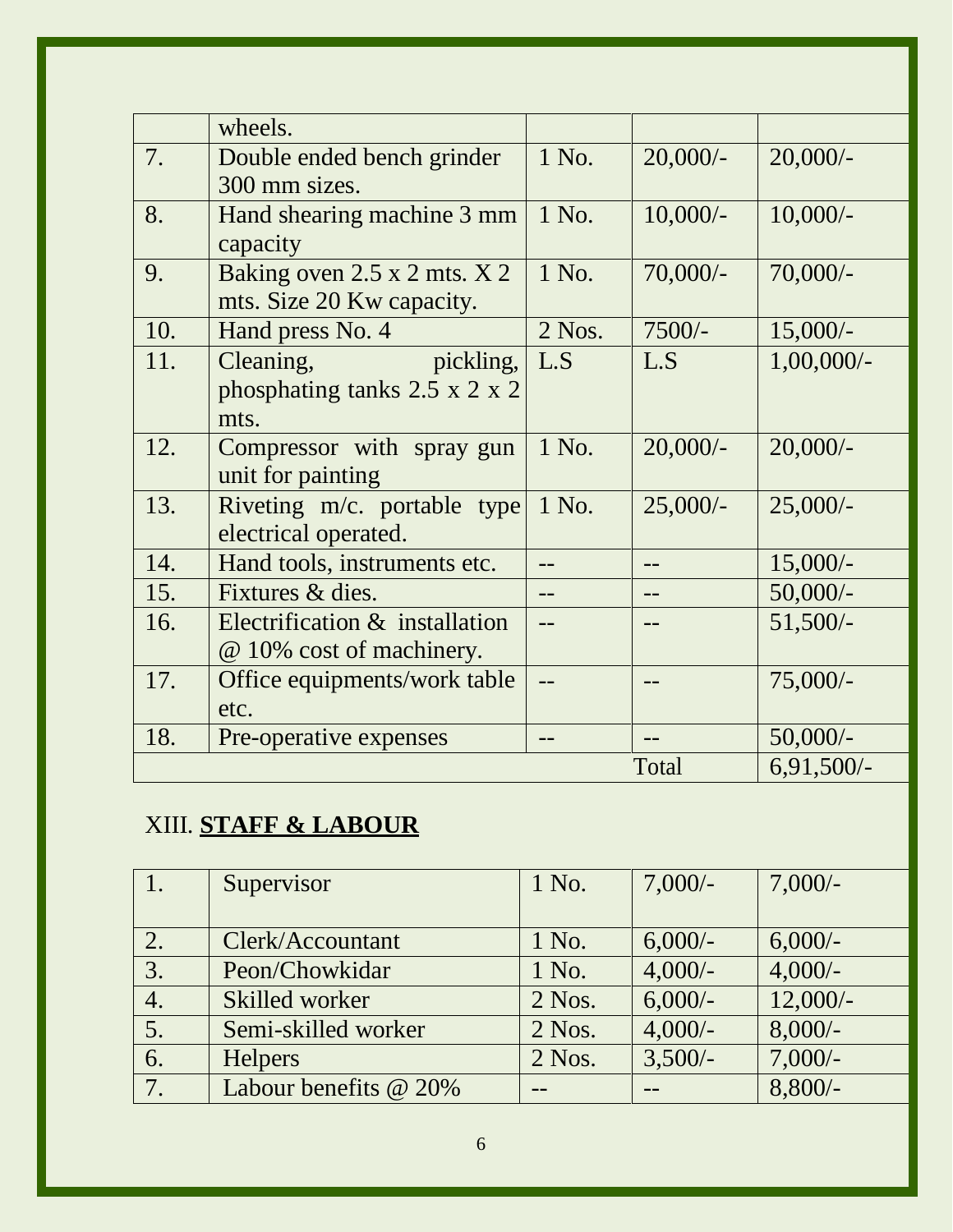| | | | | |
|---|---|---|---|---|
| | wheels. | | | |
| 7. | Double ended bench grinder 300 mm sizes. | 1 No. | 20,000/- | 20,000/- |
| 8. | Hand shearing machine 3 mm capacity | 1 No. | 10,000/- | 10,000/- |
| 9. | Baking oven 2.5 x 2 mts. X 2 mts. Size 20 Kw capacity. | 1 No. | 70,000/- | 70,000/- |
| 10. | Hand press No. 4 | 2 Nos. | 7500/- | 15,000/- |
| 11. | Cleaning, pickling, phosphating tanks 2.5 x 2 x 2 mts. | L.S | L.S | 1,00,000/- |
| 12. | Compressor with spray gun unit for painting | 1 No. | 20,000/- | 20,000/- |
| 13. | Riveting m/c. portable type electrical operated. | 1 No. | 25,000/- | 25,000/- |
| 14. | Hand tools, instruments etc. | -- | -- | 15,000/- |
| 15. | Fixtures & dies. | -- | -- | 50,000/- |
| 16. | Electrification & installation @ 10% cost of machinery. | -- | -- | 51,500/- |
| 17. | Office equipments/work table etc. | -- | -- | 75,000/- |
| 18. | Pre-operative expenses | -- | -- | 50,000/- |
| | | | Total | 6,91,500/- |

## XIII. **STAFF & LABOUR**

| | | | | |
|---|---|---|---|---|
| 1. | Supervisor | 1 No. | 7,000/- | 7,000/- |
| 2. | Clerk/Accountant | 1 No. | 6,000/- | 6,000/- |
| 3. | Peon/Chowkidar | 1 No. | 4,000/- | 4,000/- |
| 4. | Skilled worker | 2 Nos. | 6,000/- | 12,000/- |
| 5. | Semi-skilled worker | 2 Nos. | 4,000/- | 8,000/- |
| 6. | Helpers | 2 Nos. | 3,500/- | 7,000/- |
| 7. | Labour benefits @ 20% | -- | -- | 8,800/- |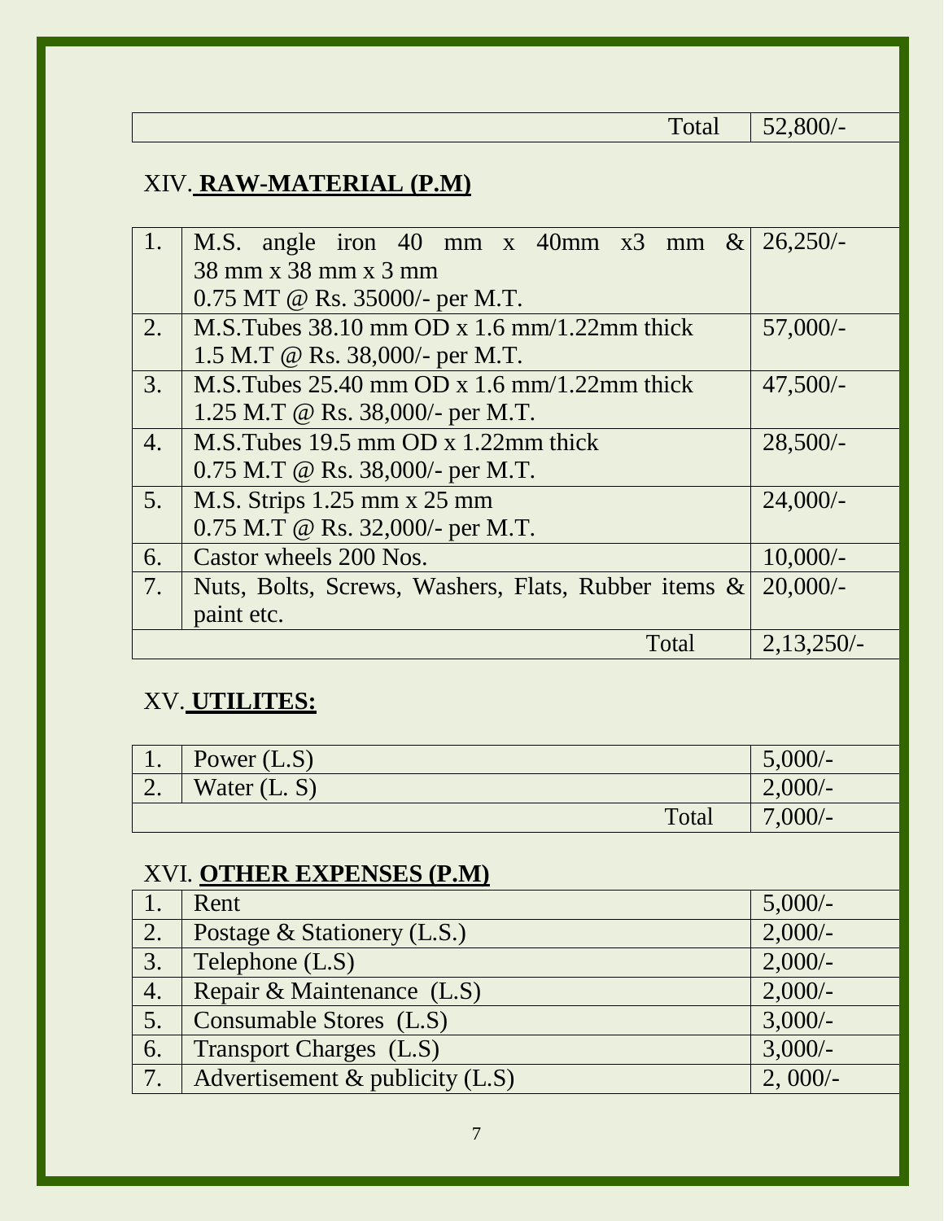| | Total | 52,800/- |
|---|---|---|

## XIV. **RAW-MATERIAL (P.M)**

| | | |
|---|---|---|
| 1. | M.S. angle iron 40 mm x 40mm x3 mm & 38 mm x 38 mm x 3 mm<br>0.75 MT @ Rs. 35000/- per M.T. | 26,250/- |
| 2. | M.S.Tubes 38.10 mm OD x 1.6 mm/1.22mm thick<br>1.5 M.T @ Rs. 38,000/- per M.T. | 57,000/- |
| 3. | M.S.Tubes 25.40 mm OD x 1.6 mm/1.22mm thick<br>1.25 M.T @ Rs. 38,000/- per M.T. | 47,500/- |
| 4. | M.S.Tubes 19.5 mm OD x 1.22mm thick<br>0.75 M.T @ Rs. 38,000/- per M.T. | 28,500/- |
| 5. | M.S. Strips 1.25 mm x 25 mm<br>0.75 M.T @ Rs. 32,000/- per M.T. | 24,000/- |
| 6. | Castor wheels 200 Nos. | 10,000/- |
| 7. | Nuts, Bolts, Screws, Washers, Flats, Rubber items & paint etc. | 20,000/- |
| | Total | 2,13,250/- |

## XV. **UTILITES:**

| | | |
|---|---|---|
| 1. | Power (L.S) | 5,000/- |
| 2. | Water (L. S) | 2,000/- |
| | Total | 7,000/- |

## XVI. **OTHER EXPENSES (P.M)**

| | | |
|---|---|---|
| 1. | Rent | 5,000/- |
| 2. | Postage & Stationery (L.S.) | 2,000/- |
| 3. | Telephone (L.S) | 2,000/- |
| 4. | Repair & Maintenance (L.S) | 2,000/- |
| 5. | Consumable Stores (L.S) | 3,000/- |
| 6. | Transport Charges (L.S) | 3,000/- |
| 7. | Advertisement & publicity (L.S) | 2, 000/- |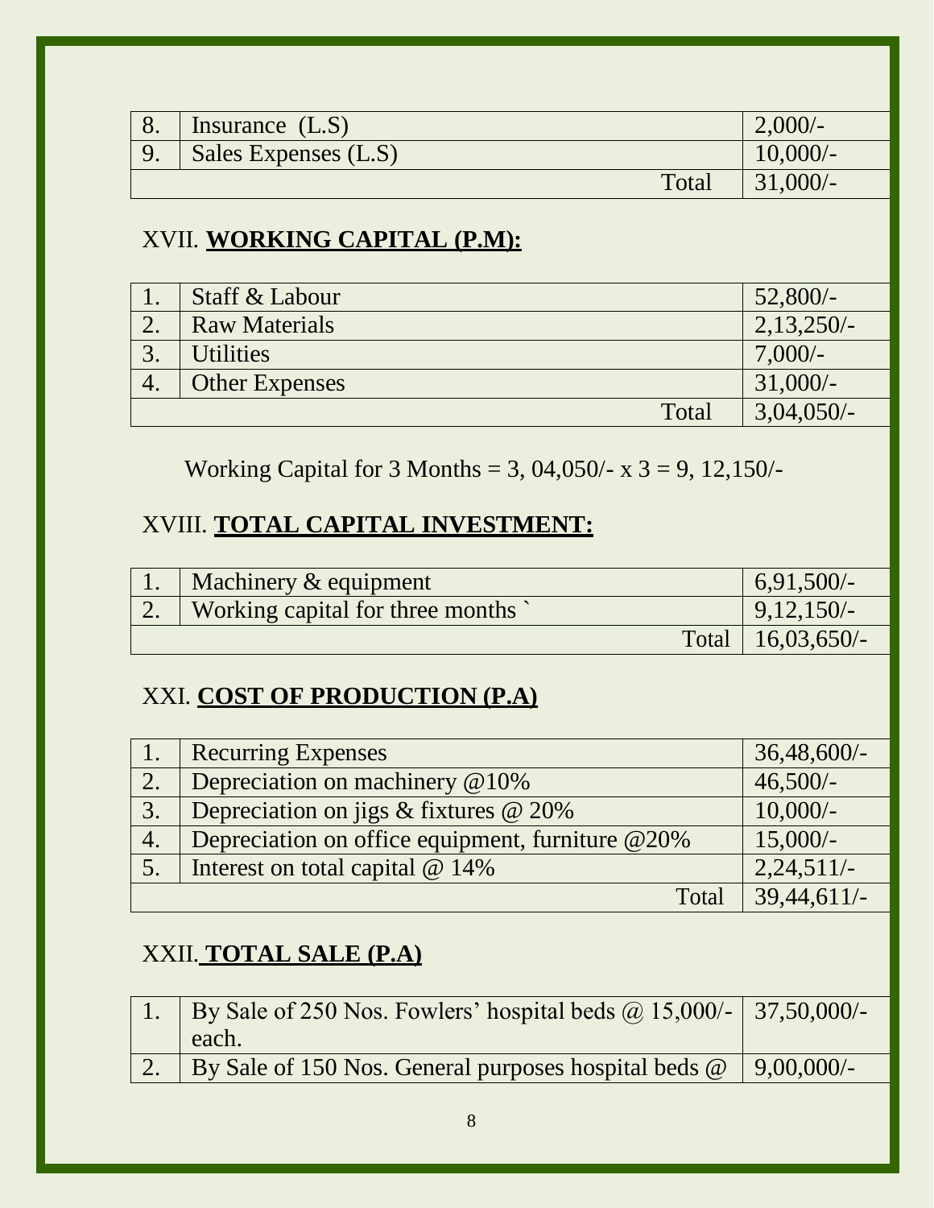| 8. | Insurance (L.S) | 2,000/- |
|---|---|---|
| 9. | Sales Expenses (L.S) | 10,000/- |
| | Total | 31,000/- |

## XVII. **WORKING CAPITAL (P.M):**

| 1. | Staff & Labour | 52,800/- |
|---|---|---|
| 2. | Raw Materials | 2,13,250/- |
| 3. | Utilities | 7,000/- |
| 4. | Other Expenses | 31,000/- |
| | Total | 3,04,050/- |

Working Capital for 3 Months = 3, 04,050/- x 3 = 9, 12,150/-

## XVIII. **TOTAL CAPITAL INVESTMENT:**

| 1. | Machinery & equipment | 6,91,500/- |
|---|---|---|
| 2. | Working capital for three months ` | 9,12,150/- |
| | Total | 16,03,650/- |

## XXI. **COST OF PRODUCTION (P.A)**

| 1. | Recurring Expenses | 36,48,600/- |
|---|---|---|
| 2. | Depreciation on machinery @10% | 46,500/- |
| 3. | Depreciation on jigs & fixtures @ 20% | 10,000/- |
| 4. | Depreciation on office equipment, furniture @20% | 15,000/- |
| 5. | Interest on total capital @ 14% | 2,24,511/- |
| | Total | 39,44,611/- |

## XXII. **TOTAL SALE (P.A)**

| 1. | By Sale of 250 Nos. Fowlers' hospital beds @ 15,000/- each. | 37,50,000/- |
|---|---|---|
| 2. | By Sale of 150 Nos. General purposes hospital beds @ | 9,00,000/- |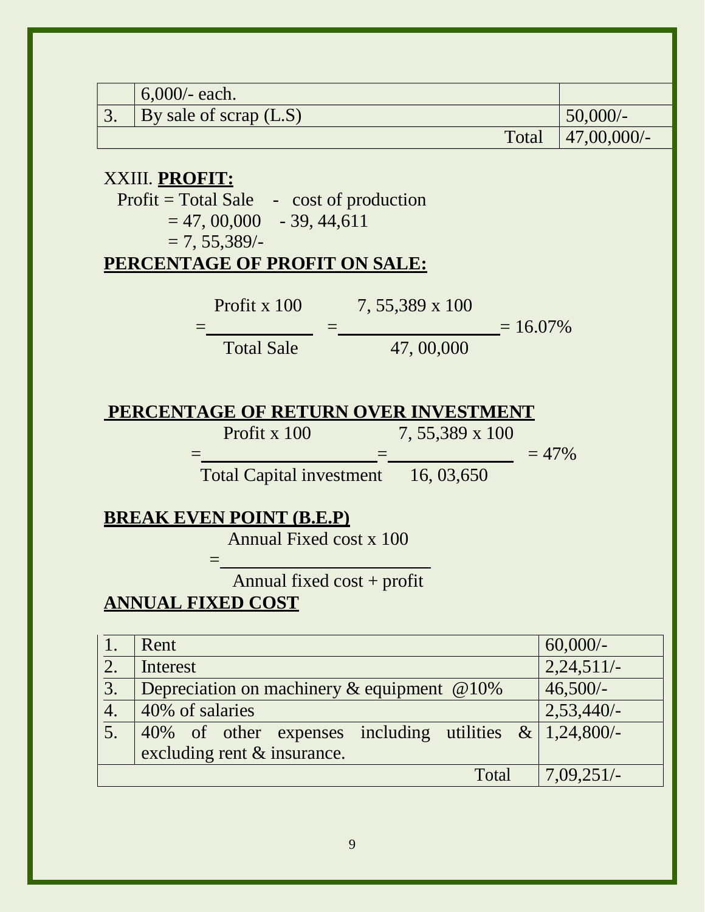|  |  |  |
|---|---|---|
|  | 6,000/- each. |  |
| 3. | By sale of scrap (L.S) | 50,000/- |
|  | Total | 47,00,000/- |

XXIII. **PROFIT:**

Profit = Total Sale - cost of production

= 47, 00,000 - 39, 44,611

= 7, 55,389/-

**PERCENTAGE OF PROFIT ON SALE:**

$$= \frac{\text{Profit x 100}}{\text{Total Sale}} = \frac{\text{7, 55,389 x 100}}{\text{47, 00,000}} = 16.07\%$$

**PERCENTAGE OF RETURN OVER INVESTMENT**

$$= \frac{\text{Profit x 100}}{\text{Total Capital investment}} = \frac{\text{7, 55,389 x 100}}{\text{16, 03,650}} = 47\%$$

**BREAK EVEN POINT (B.E.P)**

$$= \frac{\text{Annual Fixed cost x 100}}{\text{Annual fixed cost + profit}}$$

**ANNUAL FIXED COST**

|  |  |  |
|---|---|---|
| 1. | Rent | 60,000/- |
| 2. | Interest | 2,24,511/- |
| 3. | Depreciation on machinery & equipment @10% | 46,500/- |
| 4. | 40% of salaries | 2,53,440/- |
| 5. | 40% of other expenses including utilities & excluding rent & insurance. | 1,24,800/- |
|  | Total | 7,09,251/- |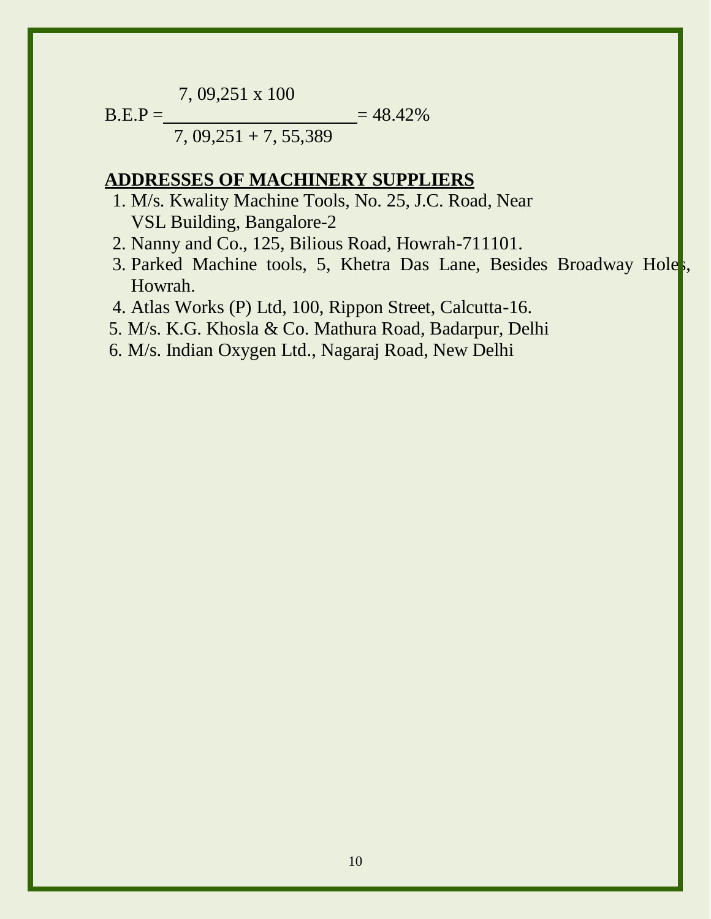$$B.E.P = \frac{7,09,251 \times 100}{7,09,251 + 7,55,389} = 48.42\%$$

## ADDRESSES OF MACHINERY SUPPLIERS

1. M/s. Kwality Machine Tools, No. 25, J.C. Road, Near VSL Building, Bangalore-2
2. Nanny and Co., 125, Bilious Road, Howrah-711101.
3. Parked Machine tools, 5, Khetra Das Lane, Besides Broadway Holes, Howrah.
4. Atlas Works (P) Ltd, 100, Rippon Street, Calcutta-16.
5. M/s. K.G. Khosla & Co. Mathura Road, Badarpur, Delhi
6. M/s. Indian Oxygen Ltd., Nagaraj Road, New Delhi